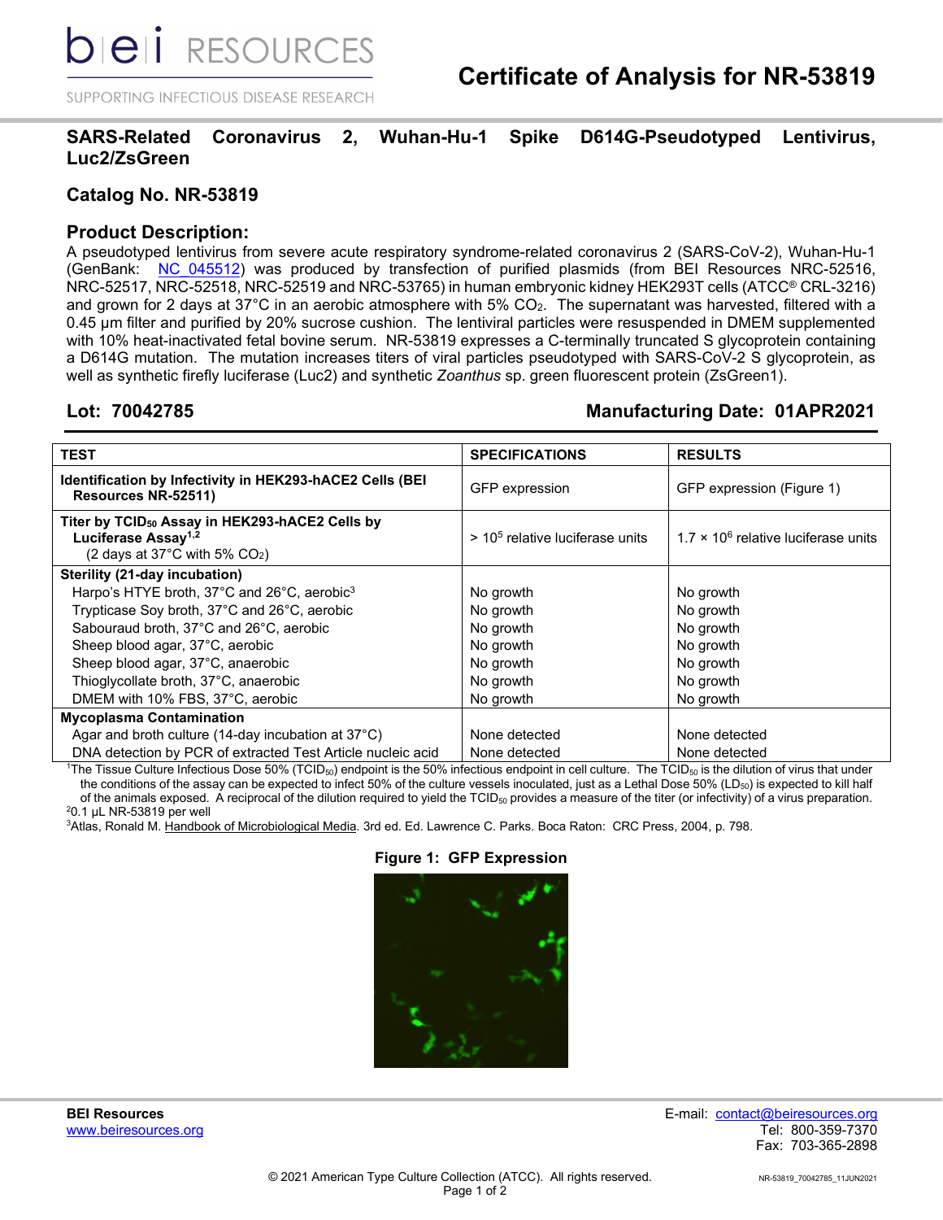# Certificate of Analysis for NR-53819

## SARS-Related Coronavirus 2, Wuhan-Hu-1 Spike D614G-Pseudotyped Lentivirus, Luc2/ZsGreen

## Catalog No. NR-53819

## Product Description:

A pseudotyped lentivirus from severe acute respiratory syndrome-related coronavirus 2 (SARS-CoV-2), Wuhan-Hu-1 (GenBank: NC_045512) was produced by transfection of purified plasmids (from BEI Resources NRC-52516, NRC-52517, NRC-52518, NRC-52519 and NRC-53765) in human embryonic kidney HEK293T cells (ATCC® CRL-3216) and grown for 2 days at 37°C in an aerobic atmosphere with 5% $CO_2$. The supernatant was harvested, filtered with a 0.45 µm filter and purified by 20% sucrose cushion. The lentiviral particles were resuspended in DMEM supplemented with 10% heat-inactivated fetal bovine serum. NR-53819 expresses a C-terminally truncated S glycoprotein containing a D614G mutation. The mutation increases titers of viral particles pseudotyped with SARS-CoV-2 S glycoprotein, as well as synthetic firefly luciferase (Luc2) and synthetic *Zoanthus* sp. green fluorescent protein (ZsGreen1).

**Lot: 70042785** **Manufacturing Date: 01APR2021**

| TEST | SPECIFICATIONS | RESULTS |
|---|---|---|
| **Identification by Infectivity in HEK293-hACE2 Cells (BEI Resources NR-52511)** | GFP expression | GFP expression (Figure 1) |
| **Titer by $TCID_{50}$ Assay in HEK293-hACE2 Cells by Luciferase Assay[1,2]** (2 days at 37°C with 5% $CO_2$) | > $10^5$ relative luciferase units | $1.7 \times 10^6$ relative luciferase units |
| **Sterility (21-day incubation)** | | |
| Harpo's HTYE broth, 37°C and 26°C, aerobic[3] | No growth | No growth |
| Trypticase Soy broth, 37°C and 26°C, aerobic | No growth | No growth |
| Sabouraud broth, 37°C and 26°C, aerobic | No growth | No growth |
| Sheep blood agar, 37°C, aerobic | No growth | No growth |
| Sheep blood agar, 37°C, anaerobic | No growth | No growth |
| Thioglycollate broth, 37°C, anaerobic | No growth | No growth |
| DMEM with 10% FBS, 37°C, aerobic | No growth | No growth |
| **Mycoplasma Contamination** | | |
| Agar and broth culture (14-day incubation at 37°C) | None detected | None detected |
| DNA detection by PCR of extracted Test Article nucleic acid | None detected | None detected |

[1]The Tissue Culture Infectious Dose 50% ($TCID_{50}$) endpoint is the 50% infectious endpoint in cell culture. The $TCID_{50}$ is the dilution of virus that under the conditions of the assay can be expected to infect 50% of the culture vessels inoculated, just as a Lethal Dose 50% ($LD_{50}$) is expected to kill half of the animals exposed. A reciprocal of the dilution required to yield the $TCID_{50}$ provides a measure of the titer (or infectivity) of a virus preparation.
[2]0.1 µL NR-53819 per well
[3]Atlas, Ronald M. Handbook of Microbiological Media. 3rd ed. Ed. Lawrence C. Parks. Boca Raton: CRC Press, 2004, p. 798.

**Figure 1: GFP Expression**

**BEI Resources**
www.beiresources.org

E-mail: contact@beiresources.org
Tel: 800-359-7370
Fax: 703-365-2898

© 2021 American Type Culture Collection (ATCC). All rights reserved.

NR-53819_70042785_11JUN2021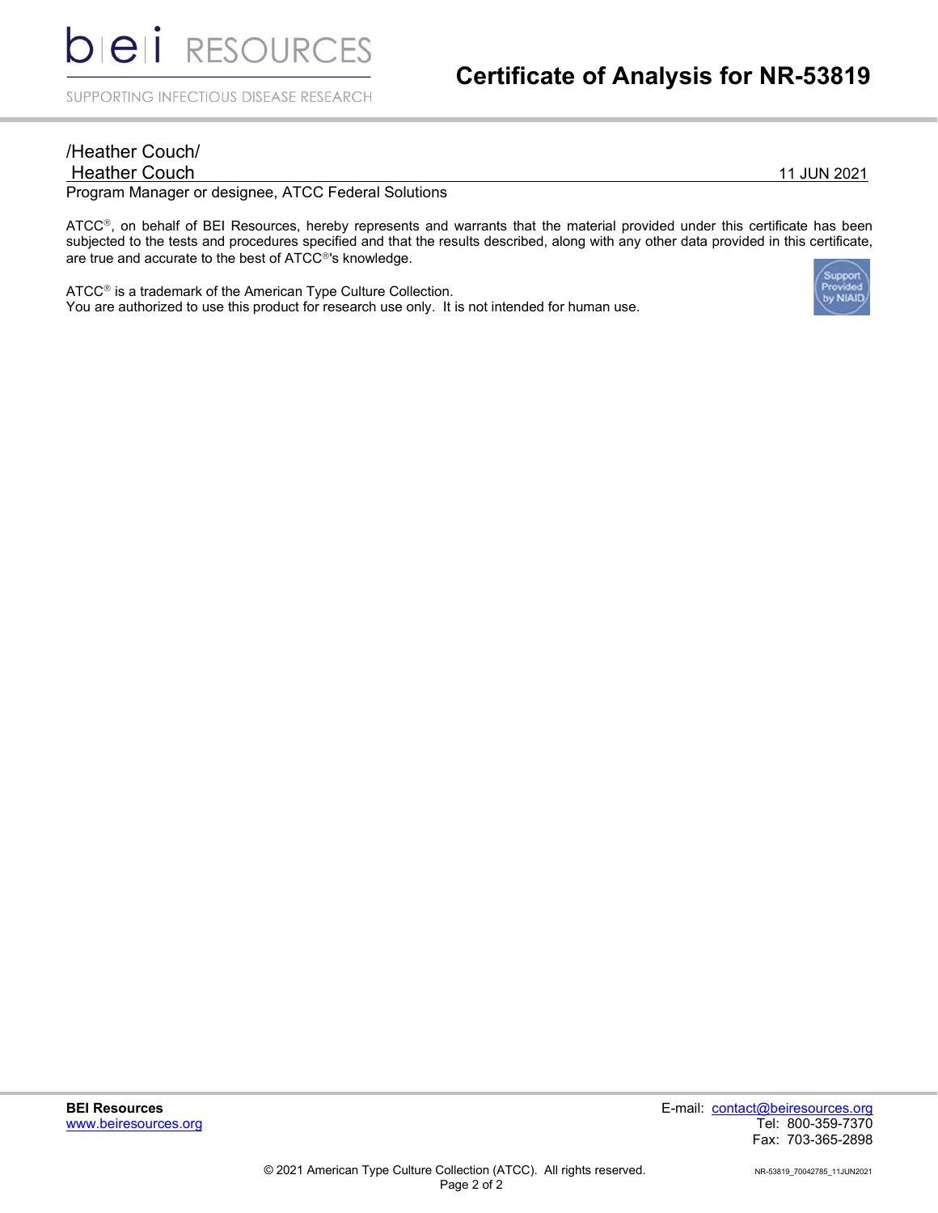/Heather Couch/
Heather Couch 11 JUN 2021
Program Manager or designee, ATCC Federal Solutions

ATCC®, on behalf of BEI Resources, hereby represents and warrants that the material provided under this certificate has been subjected to the tests and procedures specified and that the results described, along with any other data provided in this certificate, are true and accurate to the best of ATCC®'s knowledge.

ATCC® is a trademark of the American Type Culture Collection.
You are authorized to use this product for research use only. It is not intended for human use.

**BEI Resources**
www.beiresources.org

E-mail: contact@beiresources.org
Tel: 800-359-7370
Fax: 703-365-2898

© 2021 American Type Culture Collection (ATCC). All rights reserved.

NR-53819_70042785_11JUN2021